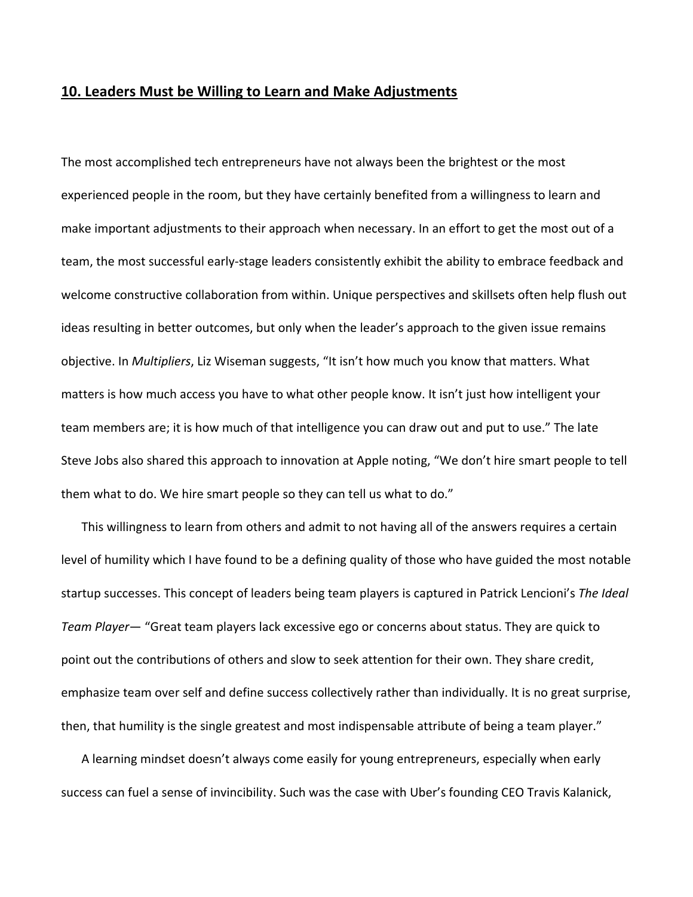## **10. Leaders Must be Willing to Learn and Make Adjustments**

The most accomplished tech entrepreneurs have not always been the brightest or the most experienced people in the room, but they have certainly benefited from a willingness to learn and make important adjustments to their approach when necessary. In an effort to get the most out of a team, the most successful early-stage leaders consistently exhibit the ability to embrace feedback and welcome constructive collaboration from within. Unique perspectives and skillsets often help flush out ideas resulting in better outcomes, but only when the leader's approach to the given issue remains objective. In *Multipliers*, Liz Wiseman suggests, "It isn't how much you know that matters. What matters is how much access you have to what other people know. It isn't just how intelligent your team members are; it is how much of that intelligence you can draw out and put to use." The late Steve Jobs also shared this approach to innovation at Apple noting, "We don't hire smart people to tell them what to do. We hire smart people so they can tell us what to do."

This willingness to learn from others and admit to not having all of the answers requires a certain level of humility which I have found to be a defining quality of those who have guided the most notable startup successes. This concept of leaders being team players is captured in Patrick Lencioni's *The Ideal Team Player*— "Great team players lack excessive ego or concerns about status. They are quick to point out the contributions of others and slow to seek attention for their own. They share credit, emphasize team over self and define success collectively rather than individually. It is no great surprise, then, that humility is the single greatest and most indispensable attribute of being a team player."

A learning mindset doesn't always come easily for young entrepreneurs, especially when early success can fuel a sense of invincibility. Such was the case with Uber's founding CEO Travis Kalanick,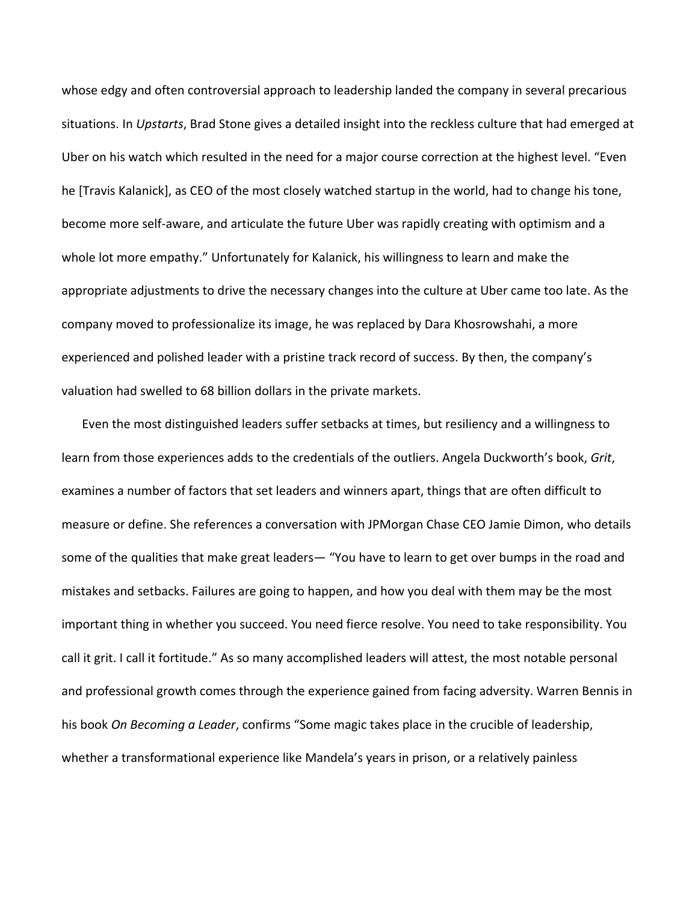whose edgy and often controversial approach to leadership landed the company in several precarious situations. In *Upstarts*, Brad Stone gives a detailed insight into the reckless culture that had emerged at Uber on his watch which resulted in the need for a major course correction at the highest level. "Even he [Travis Kalanick], as CEO of the most closely watched startup in the world, had to change his tone, become more self-aware, and articulate the future Uber was rapidly creating with optimism and a whole lot more empathy." Unfortunately for Kalanick, his willingness to learn and make the appropriate adjustments to drive the necessary changes into the culture at Uber came too late. As the company moved to professionalize its image, he was replaced by Dara Khosrowshahi, a more experienced and polished leader with a pristine track record of success. By then, the company's valuation had swelled to 68 billion dollars in the private markets.

Even the most distinguished leaders suffer setbacks at times, but resiliency and a willingness to learn from those experiences adds to the credentials of the outliers. Angela Duckworth's book, *Grit*, examines a number of factors that set leaders and winners apart, things that are often difficult to measure or define. She references a conversation with JPMorgan Chase CEO Jamie Dimon, who details some of the qualities that make great leaders— "You have to learn to get over bumps in the road and mistakes and setbacks. Failures are going to happen, and how you deal with them may be the most important thing in whether you succeed. You need fierce resolve. You need to take responsibility. You call it grit. I call it fortitude." As so many accomplished leaders will attest, the most notable personal and professional growth comes through the experience gained from facing adversity. Warren Bennis in his book *On Becoming a Leader*, confirms "Some magic takes place in the crucible of leadership, whether a transformational experience like Mandela's years in prison, or a relatively painless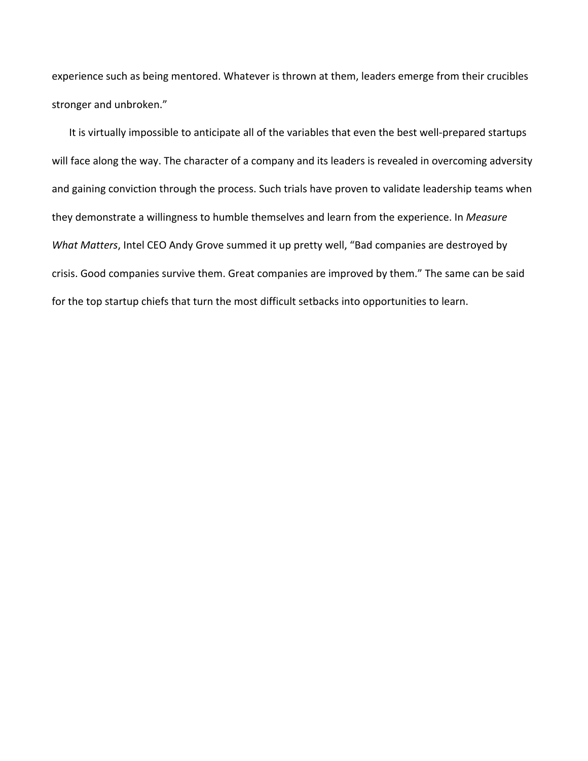experience such as being mentored. Whatever is thrown at them, leaders emerge from their crucibles stronger and unbroken."

It is virtually impossible to anticipate all of the variables that even the best well-prepared startups will face along the way. The character of a company and its leaders is revealed in overcoming adversity and gaining conviction through the process. Such trials have proven to validate leadership teams when they demonstrate a willingness to humble themselves and learn from the experience. In *Measure What Matters*, Intel CEO Andy Grove summed it up pretty well, "Bad companies are destroyed by crisis. Good companies survive them. Great companies are improved by them." The same can be said for the top startup chiefs that turn the most difficult setbacks into opportunities to learn.